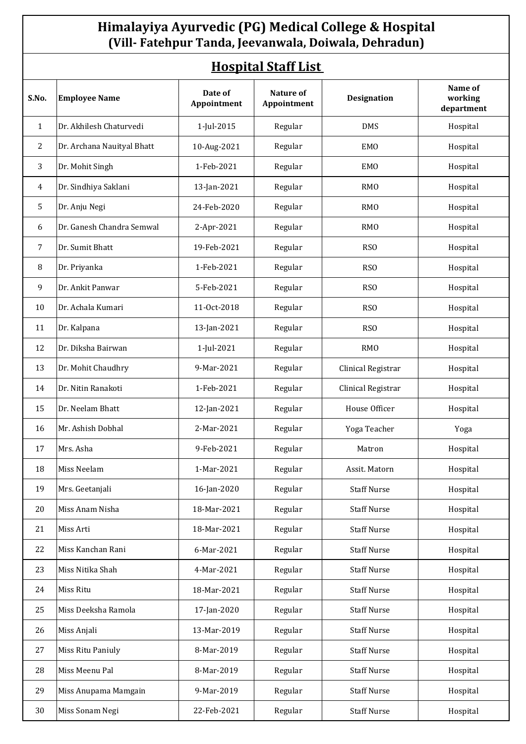# Himalayiya Ayurvedic (PG) Medical College & Hospital
## (Vill- Fatehpur Tanda, Jeevanwala, Doiwala, Dehradun)

## Hospital Staff List

| S.No. | Employee Name | Date of Appointment | Nature of Appointment | Designation | Name of working department |
|---|---|---|---|---|---|
| 1 | Dr. Akhilesh Chaturvedi | 1-Jul-2015 | Regular | DMS | Hospital |
| 2 | Dr. Archana Nauityal Bhatt | 10-Aug-2021 | Regular | EMO | Hospital |
| 3 | Dr. Mohit Singh | 1-Feb-2021 | Regular | EMO | Hospital |
| 4 | Dr. Sindhiya Saklani | 13-Jan-2021 | Regular | RMO | Hospital |
| 5 | Dr. Anju Negi | 24-Feb-2020 | Regular | RMO | Hospital |
| 6 | Dr. Ganesh Chandra Semwal | 2-Apr-2021 | Regular | RMO | Hospital |
| 7 | Dr. Sumit Bhatt | 19-Feb-2021 | Regular | RSO | Hospital |
| 8 | Dr. Priyanka | 1-Feb-2021 | Regular | RSO | Hospital |
| 9 | Dr. Ankit Panwar | 5-Feb-2021 | Regular | RSO | Hospital |
| 10 | Dr. Achala Kumari | 11-Oct-2018 | Regular | RSO | Hospital |
| 11 | Dr. Kalpana | 13-Jan-2021 | Regular | RSO | Hospital |
| 12 | Dr. Diksha Bairwan | 1-Jul-2021 | Regular | RMO | Hospital |
| 13 | Dr. Mohit Chaudhry | 9-Mar-2021 | Regular | Clinical Registrar | Hospital |
| 14 | Dr. Nitin Ranakoti | 1-Feb-2021 | Regular | Clinical Registrar | Hospital |
| 15 | Dr. Neelam Bhatt | 12-Jan-2021 | Regular | House Officer | Hospital |
| 16 | Mr. Ashish Dobhal | 2-Mar-2021 | Regular | Yoga Teacher | Yoga |
| 17 | Mrs. Asha | 9-Feb-2021 | Regular | Matron | Hospital |
| 18 | Miss Neelam | 1-Mar-2021 | Regular | Assit. Matorn | Hospital |
| 19 | Mrs. Geetanjali | 16-Jan-2020 | Regular | Staff Nurse | Hospital |
| 20 | Miss Anam Nisha | 18-Mar-2021 | Regular | Staff Nurse | Hospital |
| 21 | Miss Arti | 18-Mar-2021 | Regular | Staff Nurse | Hospital |
| 22 | Miss Kanchan Rani | 6-Mar-2021 | Regular | Staff Nurse | Hospital |
| 23 | Miss Nitika Shah | 4-Mar-2021 | Regular | Staff Nurse | Hospital |
| 24 | Miss Ritu | 18-Mar-2021 | Regular | Staff Nurse | Hospital |
| 25 | Miss Deeksha Ramola | 17-Jan-2020 | Regular | Staff Nurse | Hospital |
| 26 | Miss Anjali | 13-Mar-2019 | Regular | Staff Nurse | Hospital |
| 27 | Miss Ritu Paniuly | 8-Mar-2019 | Regular | Staff Nurse | Hospital |
| 28 | Miss Meenu Pal | 8-Mar-2019 | Regular | Staff Nurse | Hospital |
| 29 | Miss Anupama Mamgain | 9-Mar-2019 | Regular | Staff Nurse | Hospital |
| 30 | Miss Sonam Negi | 22-Feb-2021 | Regular | Staff Nurse | Hospital |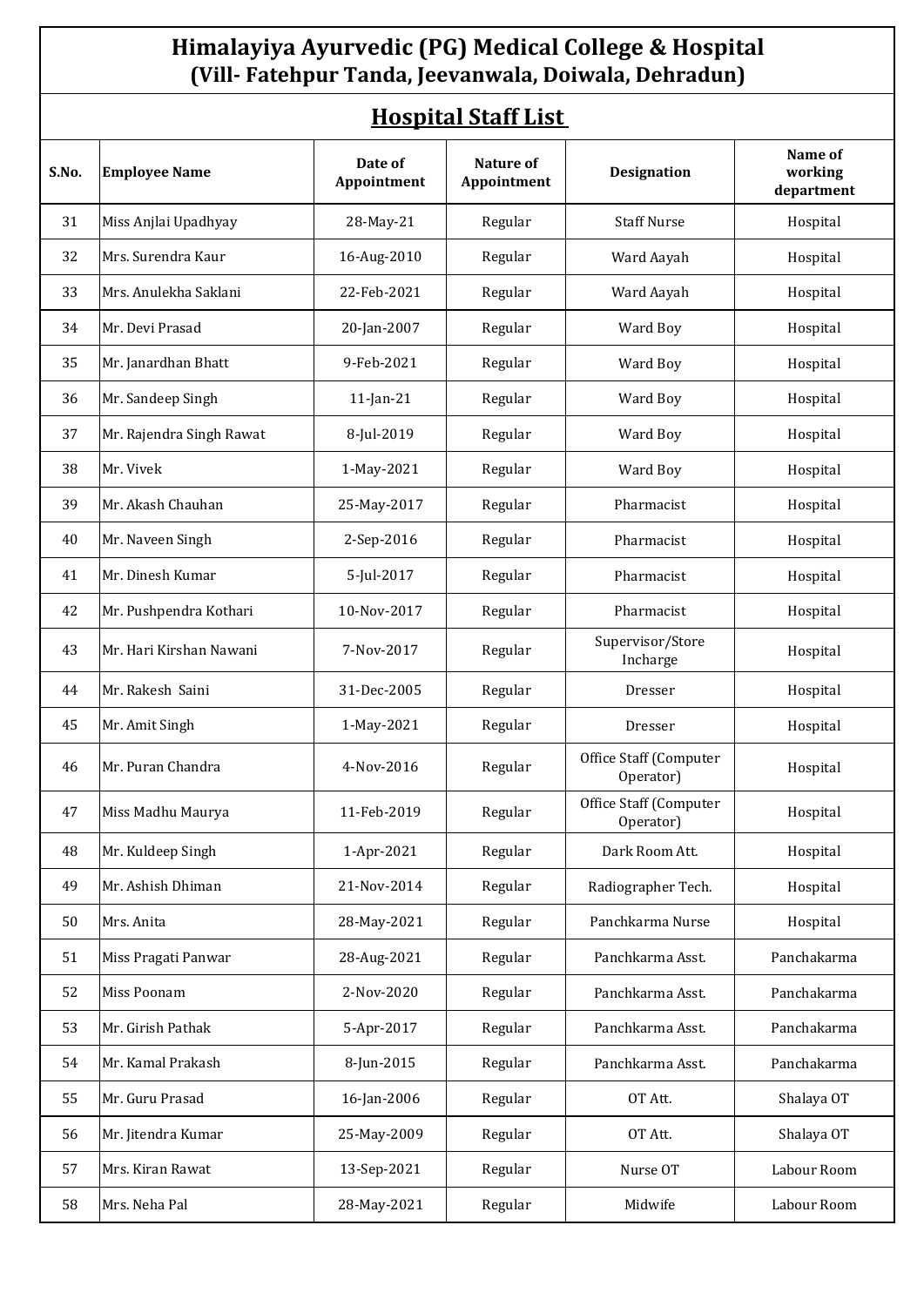# Himalayiya Ayurvedic (PG) Medical College & Hospital
## (Vill- Fatehpur Tanda, Jeevanwala, Doiwala, Dehradun)

## Hospital Staff List

| S.No. | Employee Name | Date of Appointment | Nature of Appointment | Designation | Name of working department |
|---|---|---|---|---|---|
| 31 | Miss Anjlai Upadhyay | 28-May-21 | Regular | Staff Nurse | Hospital |
| 32 | Mrs. Surendra Kaur | 16-Aug-2010 | Regular | Ward Aayah | Hospital |
| 33 | Mrs. Anulekha Saklani | 22-Feb-2021 | Regular | Ward Aayah | Hospital |
| 34 | Mr. Devi Prasad | 20-Jan-2007 | Regular | Ward Boy | Hospital |
| 35 | Mr. Janardhan Bhatt | 9-Feb-2021 | Regular | Ward Boy | Hospital |
| 36 | Mr. Sandeep Singh | 11-Jan-21 | Regular | Ward Boy | Hospital |
| 37 | Mr. Rajendra Singh Rawat | 8-Jul-2019 | Regular | Ward Boy | Hospital |
| 38 | Mr. Vivek | 1-May-2021 | Regular | Ward Boy | Hospital |
| 39 | Mr. Akash Chauhan | 25-May-2017 | Regular | Pharmacist | Hospital |
| 40 | Mr. Naveen Singh | 2-Sep-2016 | Regular | Pharmacist | Hospital |
| 41 | Mr. Dinesh Kumar | 5-Jul-2017 | Regular | Pharmacist | Hospital |
| 42 | Mr. Pushpendra Kothari | 10-Nov-2017 | Regular | Pharmacist | Hospital |
| 43 | Mr. Hari Kirshan Nawani | 7-Nov-2017 | Regular | Supervisor/Store Incharge | Hospital |
| 44 | Mr. Rakesh Saini | 31-Dec-2005 | Regular | Dresser | Hospital |
| 45 | Mr. Amit Singh | 1-May-2021 | Regular | Dresser | Hospital |
| 46 | Mr. Puran Chandra | 4-Nov-2016 | Regular | Office Staff (Computer Operator) | Hospital |
| 47 | Miss Madhu Maurya | 11-Feb-2019 | Regular | Office Staff (Computer Operator) | Hospital |
| 48 | Mr. Kuldeep Singh | 1-Apr-2021 | Regular | Dark Room Att. | Hospital |
| 49 | Mr. Ashish Dhiman | 21-Nov-2014 | Regular | Radiographer Tech. | Hospital |
| 50 | Mrs. Anita | 28-May-2021 | Regular | Panchkarma Nurse | Hospital |
| 51 | Miss Pragati Panwar | 28-Aug-2021 | Regular | Panchkarma Asst. | Panchakarma |
| 52 | Miss Poonam | 2-Nov-2020 | Regular | Panchkarma Asst. | Panchakarma |
| 53 | Mr. Girish Pathak | 5-Apr-2017 | Regular | Panchkarma Asst. | Panchakarma |
| 54 | Mr. Kamal Prakash | 8-Jun-2015 | Regular | Panchkarma Asst. | Panchakarma |
| 55 | Mr. Guru Prasad | 16-Jan-2006 | Regular | OT Att. | Shalaya OT |
| 56 | Mr. Jitendra Kumar | 25-May-2009 | Regular | OT Att. | Shalaya OT |
| 57 | Mrs. Kiran Rawat | 13-Sep-2021 | Regular | Nurse OT | Labour Room |
| 58 | Mrs. Neha Pal | 28-May-2021 | Regular | Midwife | Labour Room |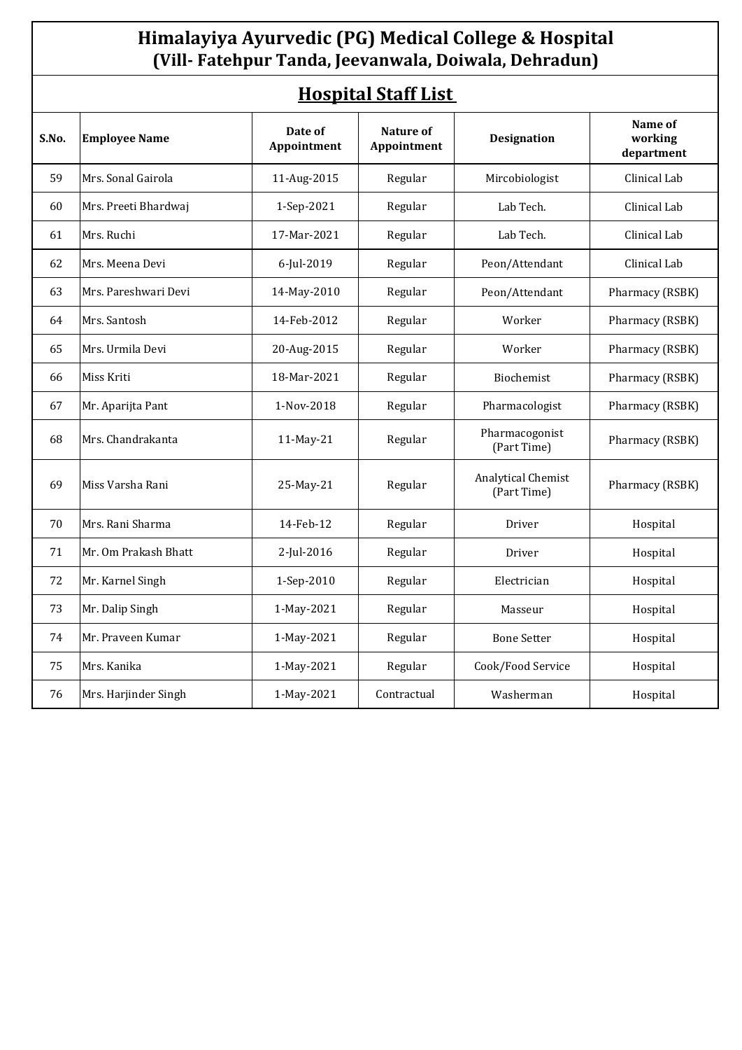# Himalayiya Ayurvedic (PG) Medical College & Hospital
## (Vill- Fatehpur Tanda, Jeevanwala, Doiwala, Dehradun)

## Hospital Staff List

| S.No. | Employee Name | Date of Appointment | Nature of Appointment | Designation | Name of working department |
|---|---|---|---|---|---|
| 59 | Mrs. Sonal Gairola | 11-Aug-2015 | Regular | Mircobiologist | Clinical Lab |
| 60 | Mrs. Preeti Bhardwaj | 1-Sep-2021 | Regular | Lab Tech. | Clinical Lab |
| 61 | Mrs. Ruchi | 17-Mar-2021 | Regular | Lab Tech. | Clinical Lab |
| 62 | Mrs. Meena Devi | 6-Jul-2019 | Regular | Peon/Attendant | Clinical Lab |
| 63 | Mrs. Pareshwari Devi | 14-May-2010 | Regular | Peon/Attendant | Pharmacy (RSBK) |
| 64 | Mrs. Santosh | 14-Feb-2012 | Regular | Worker | Pharmacy (RSBK) |
| 65 | Mrs. Urmila Devi | 20-Aug-2015 | Regular | Worker | Pharmacy (RSBK) |
| 66 | Miss Kriti | 18-Mar-2021 | Regular | Biochemist | Pharmacy (RSBK) |
| 67 | Mr. Aparijta Pant | 1-Nov-2018 | Regular | Pharmacologist | Pharmacy (RSBK) |
| 68 | Mrs. Chandrakanta | 11-May-21 | Regular | Pharmacogonist (Part Time) | Pharmacy (RSBK) |
| 69 | Miss Varsha Rani | 25-May-21 | Regular | Analytical Chemist (Part Time) | Pharmacy (RSBK) |
| 70 | Mrs. Rani Sharma | 14-Feb-12 | Regular | Driver | Hospital |
| 71 | Mr. Om Prakash Bhatt | 2-Jul-2016 | Regular | Driver | Hospital |
| 72 | Mr. Karnel Singh | 1-Sep-2010 | Regular | Electrician | Hospital |
| 73 | Mr. Dalip Singh | 1-May-2021 | Regular | Masseur | Hospital |
| 74 | Mr. Praveen Kumar | 1-May-2021 | Regular | Bone Setter | Hospital |
| 75 | Mrs. Kanika | 1-May-2021 | Regular | Cook/Food Service | Hospital |
| 76 | Mrs. Harjinder Singh | 1-May-2021 | Contractual | Washerman | Hospital |